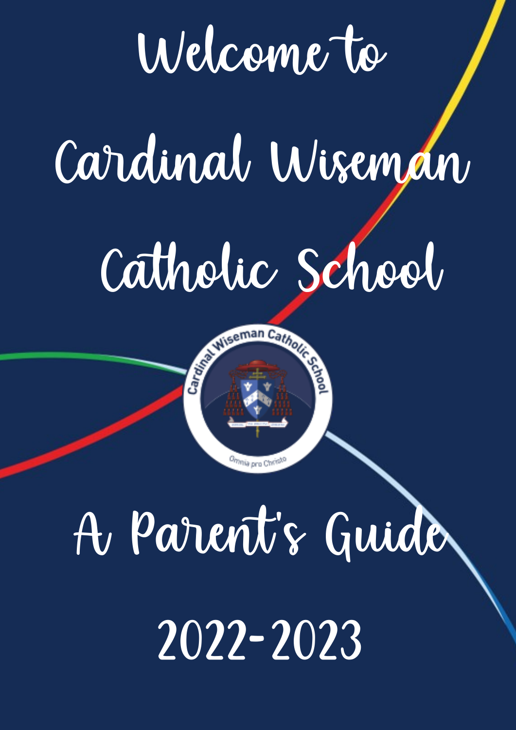# Welcome to Cardinal Wiseman Catholic School

Cardinal Wiseman Catholic School

Omnia pro Christo

## A Parent's Guide

## 2022-2023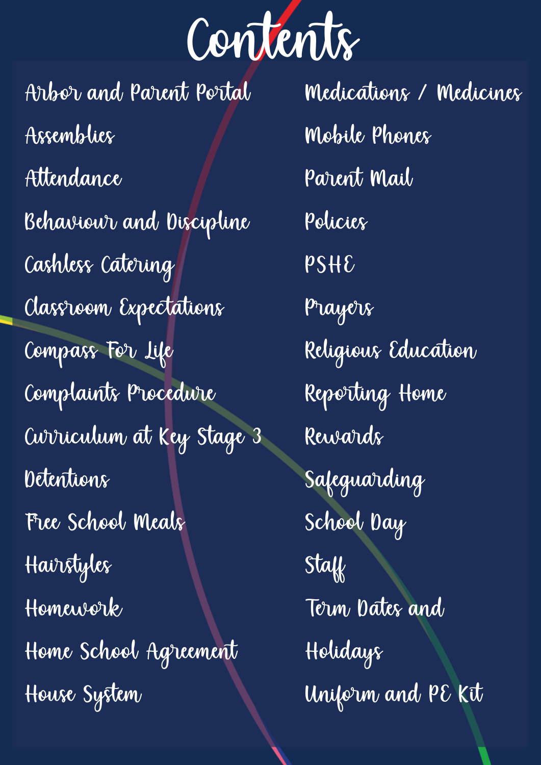# Contents

- Arbor and Parent Portal
- Assemblies
- Attendance
- Behaviour and Discipline
- Cashless Catering
- Classroom Expectations
- Compass For Life
- Complaints Procedure
- Curriculum at Key Stage 3
- Detentions
- Free School Meals
- Hairstyles
- Homework
- Home School Agreement
- House System
- Medications / Medicines
- Mobile Phones
- Parent Mail
- Policies
- PSHE
- Prayers
- Religious Education
- Reporting Home
- Rewards
- Safeguarding
- School Day
- Staff
- Term Dates and Holidays
- Uniform and PE Kit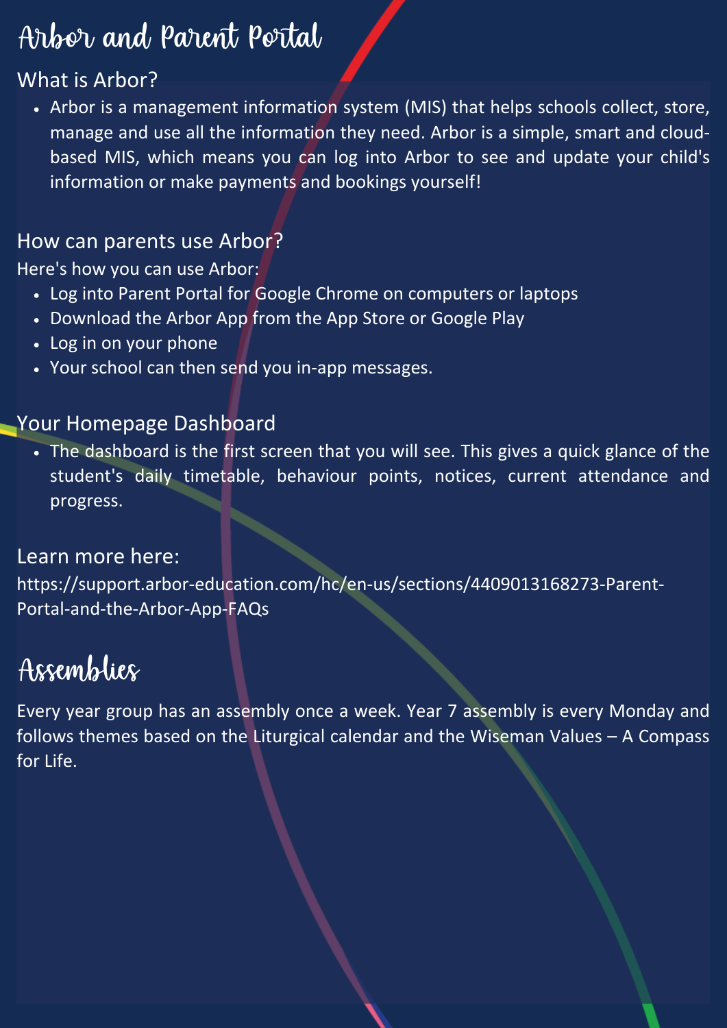# Arbor and Parent Portal

## What is Arbor?

- Arbor is a management information system (MIS) that helps schools collect, store, manage and use all the information they need. Arbor is a simple, smart and cloud-based MIS, which means you can log into Arbor to see and update your child's information or make payments and bookings yourself!

## How can parents use Arbor?

Here's how you can use Arbor:

- Log into Parent Portal for Google Chrome on computers or laptops
- Download the Arbor App from the App Store or Google Play
- Log in on your phone
- Your school can then send you in-app messages.

## Your Homepage Dashboard

- The dashboard is the first screen that you will see. This gives a quick glance of the student's daily timetable, behaviour points, notices, current attendance and progress.

## Learn more here:

https://support.arbor-education.com/hc/en-us/sections/4409013168273-Parent-Portal-and-the-Arbor-App-FAQs

# Assemblies

Every year group has an assembly once a week. Year 7 assembly is every Monday and follows themes based on the Liturgical calendar and the Wiseman Values – A Compass for Life.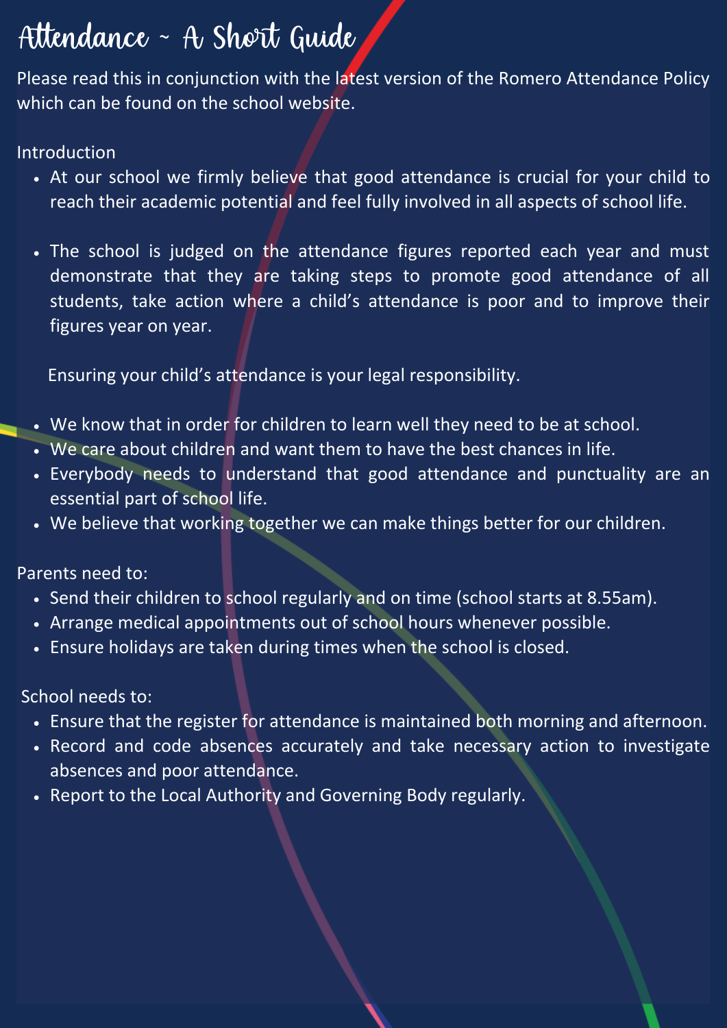# Attendance ~ A Short Guide

Please read this in conjunction with the latest version of the Romero Attendance Policy which can be found on the school website.

Introduction

- At our school we firmly believe that good attendance is crucial for your child to reach their academic potential and feel fully involved in all aspects of school life.

- The school is judged on the attendance figures reported each year and must demonstrate that they are taking steps to promote good attendance of all students, take action where a child's attendance is poor and to improve their figures year on year.

Ensuring your child's attendance is your legal responsibility.

- We know that in order for children to learn well they need to be at school.
- We care about children and want them to have the best chances in life.
- Everybody needs to understand that good attendance and punctuality are an essential part of school life.
- We believe that working together we can make things better for our children.

Parents need to:

- Send their children to school regularly and on time (school starts at 8.55am).
- Arrange medical appointments out of school hours whenever possible.
- Ensure holidays are taken during times when the school is closed.

School needs to:

- Ensure that the register for attendance is maintained both morning and afternoon.
- Record and code absences accurately and take necessary action to investigate absences and poor attendance.
- Report to the Local Authority and Governing Body regularly.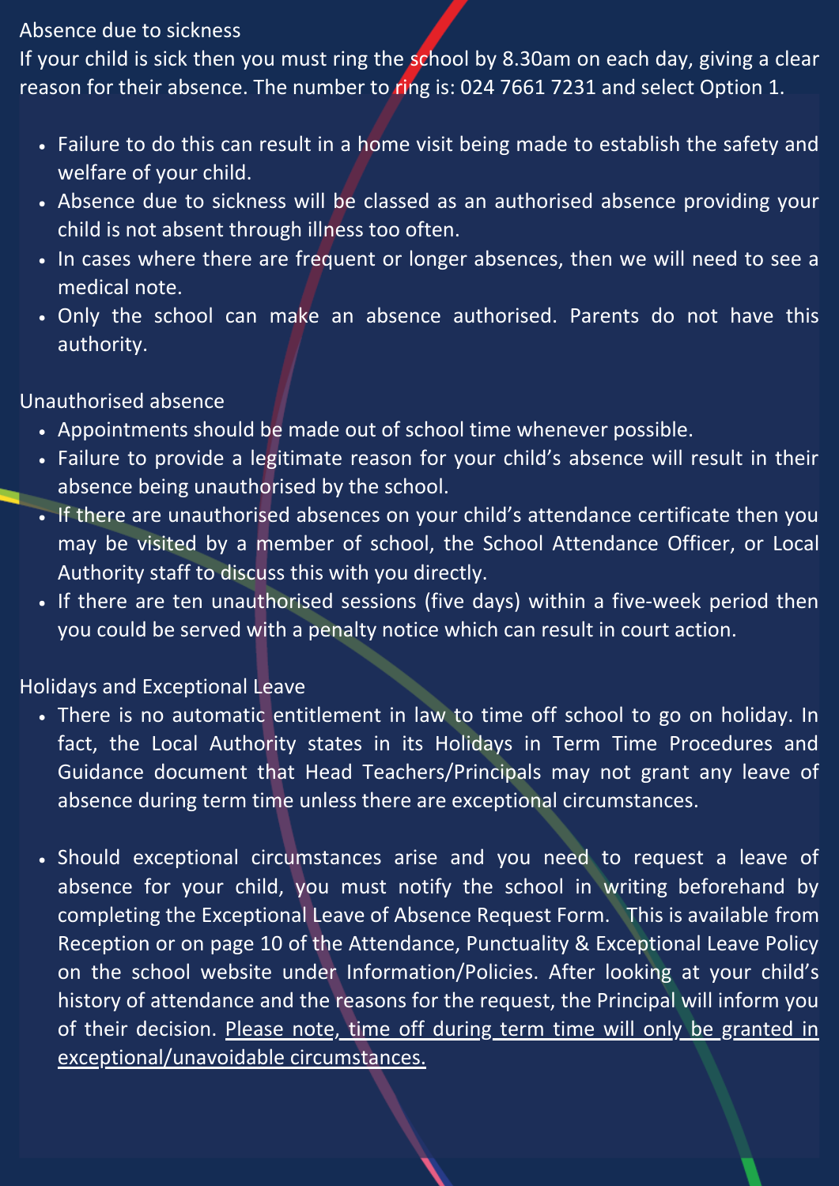## Absence due to sickness

If your child is sick then you must ring the school by 8.30am on each day, giving a clear reason for their absence. The number to ring is: 024 7661 7231 and select Option 1.

- Failure to do this can result in a home visit being made to establish the safety and welfare of your child.
- Absence due to sickness will be classed as an authorised absence providing your child is not absent through illness too often.
- In cases where there are frequent or longer absences, then we will need to see a medical note.
- Only the school can make an absence authorised. Parents do not have this authority.

## Unauthorised absence

- Appointments should be made out of school time whenever possible.
- Failure to provide a legitimate reason for your child's absence will result in their absence being unauthorised by the school.
- If there are unauthorised absences on your child's attendance certificate then you may be visited by a member of school, the School Attendance Officer, or Local Authority staff to discuss this with you directly.
- If there are ten unauthorised sessions (five days) within a five-week period then you could be served with a penalty notice which can result in court action.

## Holidays and Exceptional Leave

- There is no automatic entitlement in law to time off school to go on holiday. In fact, the Local Authority states in its Holidays in Term Time Procedures and Guidance document that Head Teachers/Principals may not grant any leave of absence during term time unless there are exceptional circumstances.

- Should exceptional circumstances arise and you need to request a leave of absence for your child, you must notify the school in writing beforehand by completing the Exceptional Leave of Absence Request Form. This is available from Reception or on page 10 of the Attendance, Punctuality & Exceptional Leave Policy on the school website under Information/Policies. After looking at your child's history of attendance and the reasons for the request, the Principal will inform you of their decision. <u>Please note, time off during term time will only be granted in exceptional/unavoidable circumstances.</u>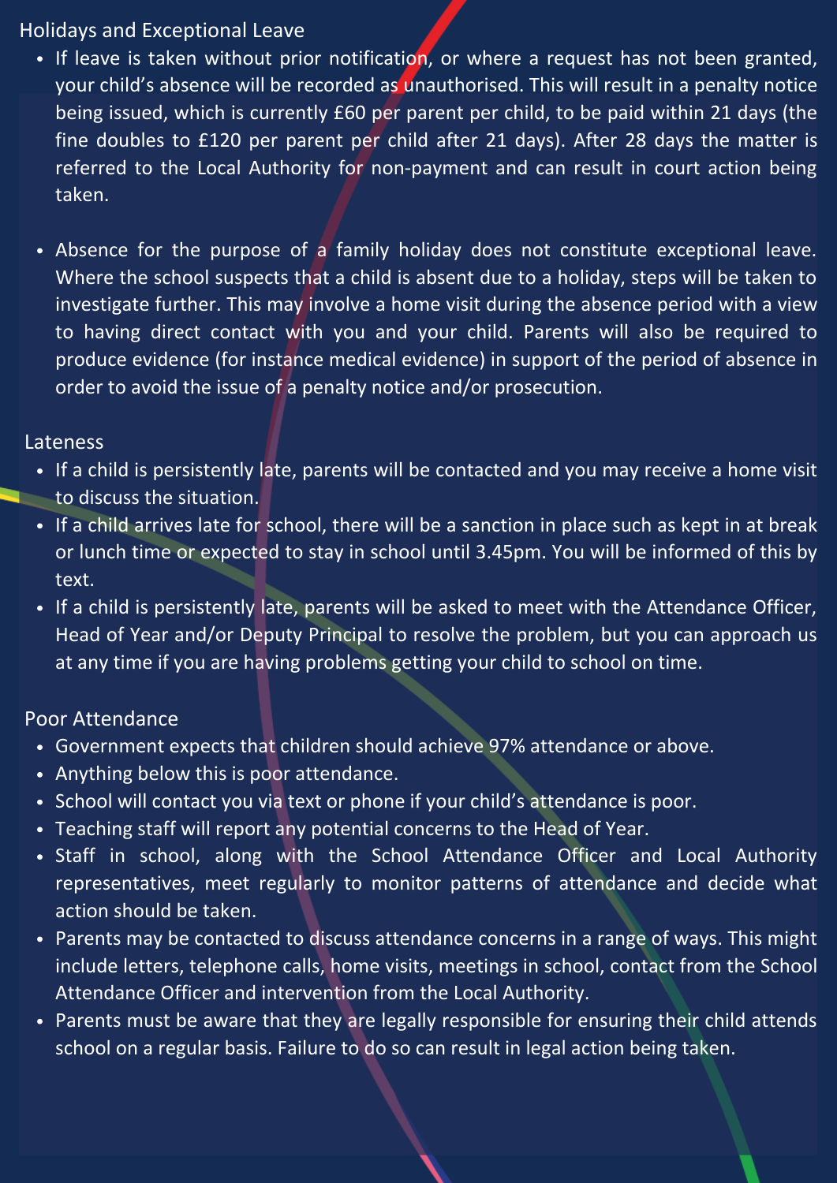## Holidays and Exceptional Leave

- If leave is taken without prior notification, or where a request has not been granted, your child's absence will be recorded as unauthorised. This will result in a penalty notice being issued, which is currently £60 per parent per child, to be paid within 21 days (the fine doubles to £120 per parent per child after 21 days). After 28 days the matter is referred to the Local Authority for non-payment and can result in court action being taken.

- Absence for the purpose of a family holiday does not constitute exceptional leave. Where the school suspects that a child is absent due to a holiday, steps will be taken to investigate further. This may involve a home visit during the absence period with a view to having direct contact with you and your child. Parents will also be required to produce evidence (for instance medical evidence) in support of the period of absence in order to avoid the issue of a penalty notice and/or prosecution.

## Lateness

- If a child is persistently late, parents will be contacted and you may receive a home visit to discuss the situation.
- If a child arrives late for school, there will be a sanction in place such as kept in at break or lunch time or expected to stay in school until 3.45pm. You will be informed of this by text.
- If a child is persistently late, parents will be asked to meet with the Attendance Officer, Head of Year and/or Deputy Principal to resolve the problem, but you can approach us at any time if you are having problems getting your child to school on time.

## Poor Attendance

- Government expects that children should achieve 97% attendance or above.
- Anything below this is poor attendance.
- School will contact you via text or phone if your child's attendance is poor.
- Teaching staff will report any potential concerns to the Head of Year.
- Staff in school, along with the School Attendance Officer and Local Authority representatives, meet regularly to monitor patterns of attendance and decide what action should be taken.
- Parents may be contacted to discuss attendance concerns in a range of ways. This might include letters, telephone calls, home visits, meetings in school, contact from the School Attendance Officer and intervention from the Local Authority.
- Parents must be aware that they are legally responsible for ensuring their child attends school on a regular basis. Failure to do so can result in legal action being taken.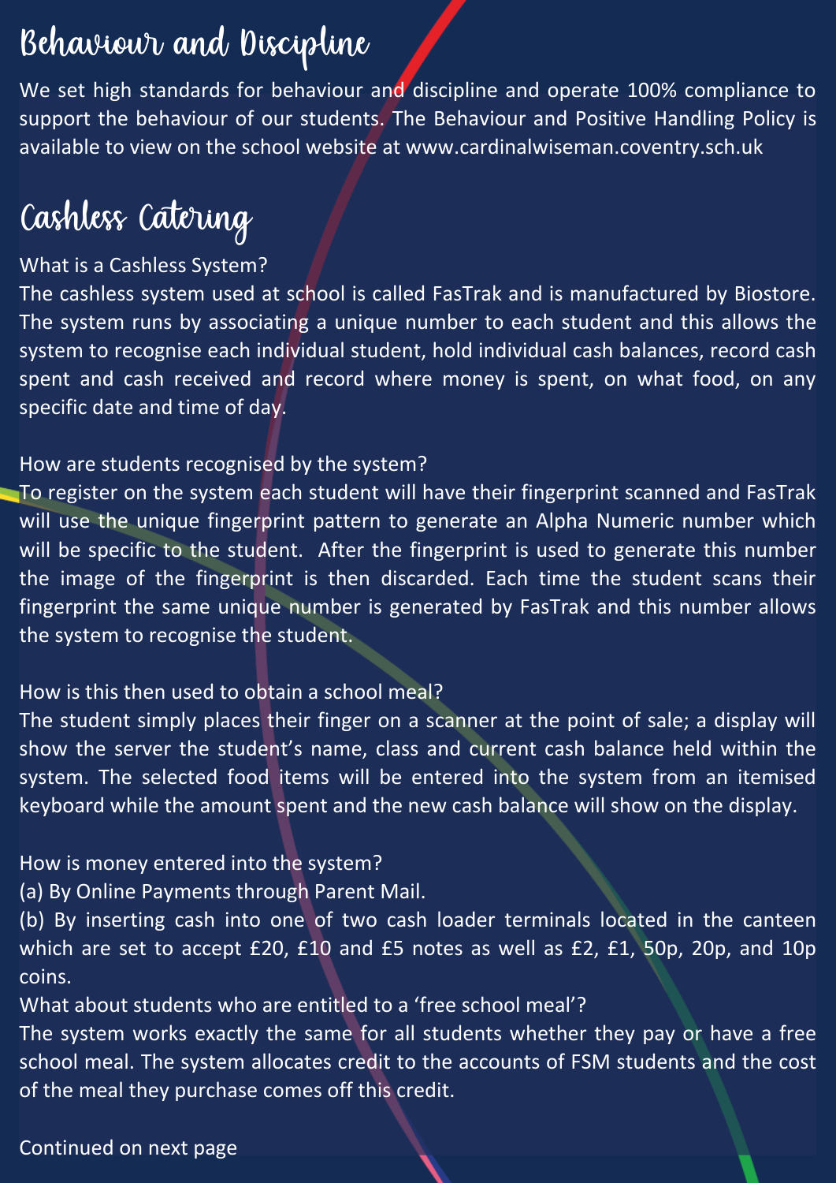# Behaviour and Discipline

We set high standards for behaviour and discipline and operate 100% compliance to support the behaviour of our students. The Behaviour and Positive Handling Policy is available to view on the school website at www.cardinalwiseman.coventry.sch.uk

# Cashless Catering

What is a Cashless System?

The cashless system used at school is called FasTrak and is manufactured by Biostore. The system runs by associating a unique number to each student and this allows the system to recognise each individual student, hold individual cash balances, record cash spent and cash received and record where money is spent, on what food, on any specific date and time of day.

How are students recognised by the system?

To register on the system each student will have their fingerprint scanned and FasTrak will use the unique fingerprint pattern to generate an Alpha Numeric number which will be specific to the student. After the fingerprint is used to generate this number the image of the fingerprint is then discarded. Each time the student scans their fingerprint the same unique number is generated by FasTrak and this number allows the system to recognise the student.

How is this then used to obtain a school meal?

The student simply places their finger on a scanner at the point of sale; a display will show the server the student's name, class and current cash balance held within the system. The selected food items will be entered into the system from an itemised keyboard while the amount spent and the new cash balance will show on the display.

How is money entered into the system?

(a) By Online Payments through Parent Mail.

(b) By inserting cash into one of two cash loader terminals located in the canteen which are set to accept £20, £10 and £5 notes as well as £2, £1, 50p, 20p, and 10p coins.

What about students who are entitled to a 'free school meal'?

The system works exactly the same for all students whether they pay or have a free school meal. The system allocates credit to the accounts of FSM students and the cost of the meal they purchase comes off this credit.

Continued on next page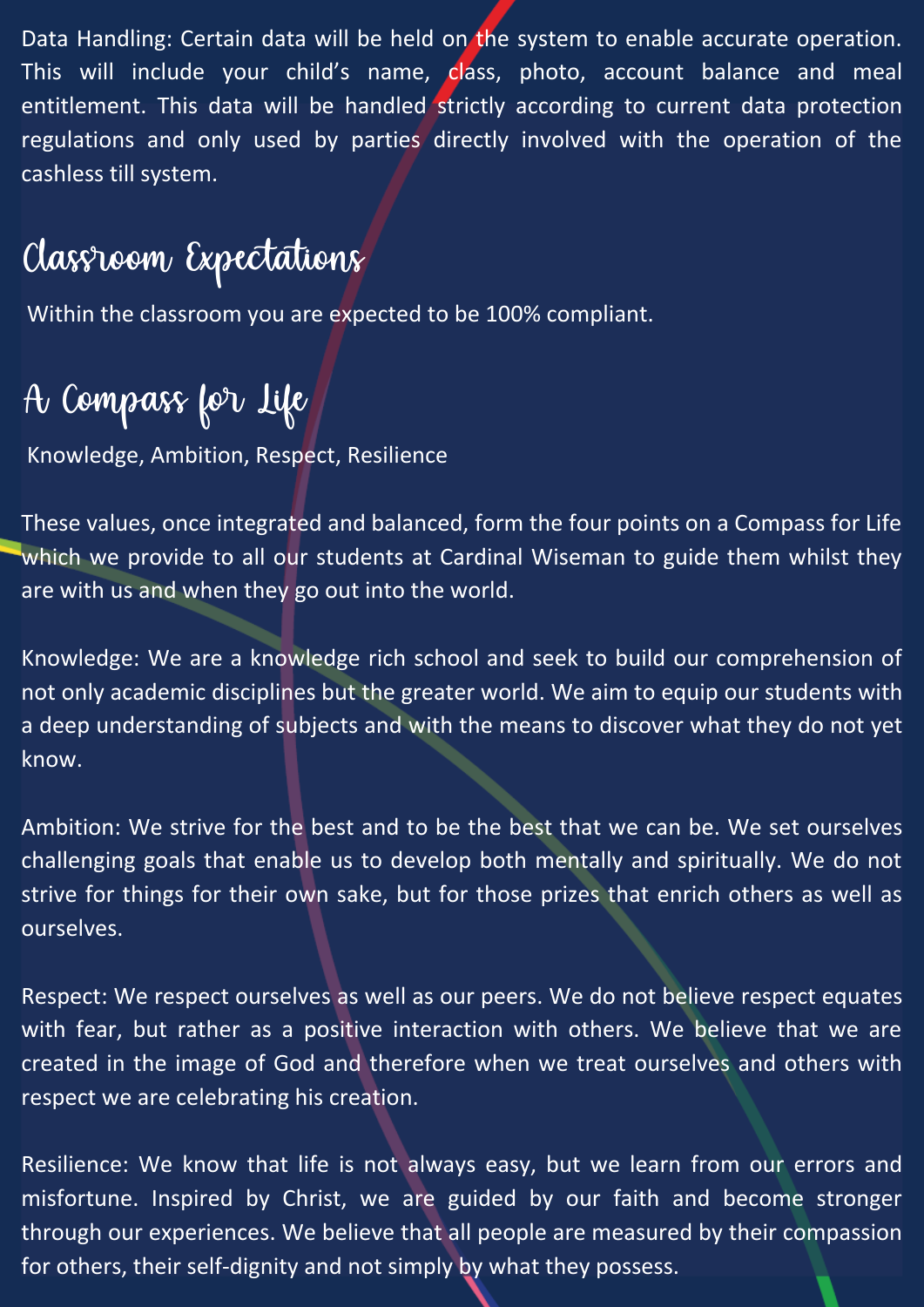Data Handling: Certain data will be held on the system to enable accurate operation. This will include your child's name, class, photo, account balance and meal entitlement. This data will be handled strictly according to current data protection regulations and only used by parties directly involved with the operation of the cashless till system.

## Classroom Expectations

Within the classroom you are expected to be 100% compliant.

## A Compass for Life

Knowledge, Ambition, Respect, Resilience

These values, once integrated and balanced, form the four points on a Compass for Life which we provide to all our students at Cardinal Wiseman to guide them whilst they are with us and when they go out into the world.

Knowledge: We are a knowledge rich school and seek to build our comprehension of not only academic disciplines but the greater world. We aim to equip our students with a deep understanding of subjects and with the means to discover what they do not yet know.

Ambition: We strive for the best and to be the best that we can be. We set ourselves challenging goals that enable us to develop both mentally and spiritually. We do not strive for things for their own sake, but for those prizes that enrich others as well as ourselves.

Respect: We respect ourselves as well as our peers. We do not believe respect equates with fear, but rather as a positive interaction with others. We believe that we are created in the image of God and therefore when we treat ourselves and others with respect we are celebrating his creation.

Resilience: We know that life is not always easy, but we learn from our errors and misfortune. Inspired by Christ, we are guided by our faith and become stronger through our experiences. We believe that all people are measured by their compassion for others, their self-dignity and not simply by what they possess.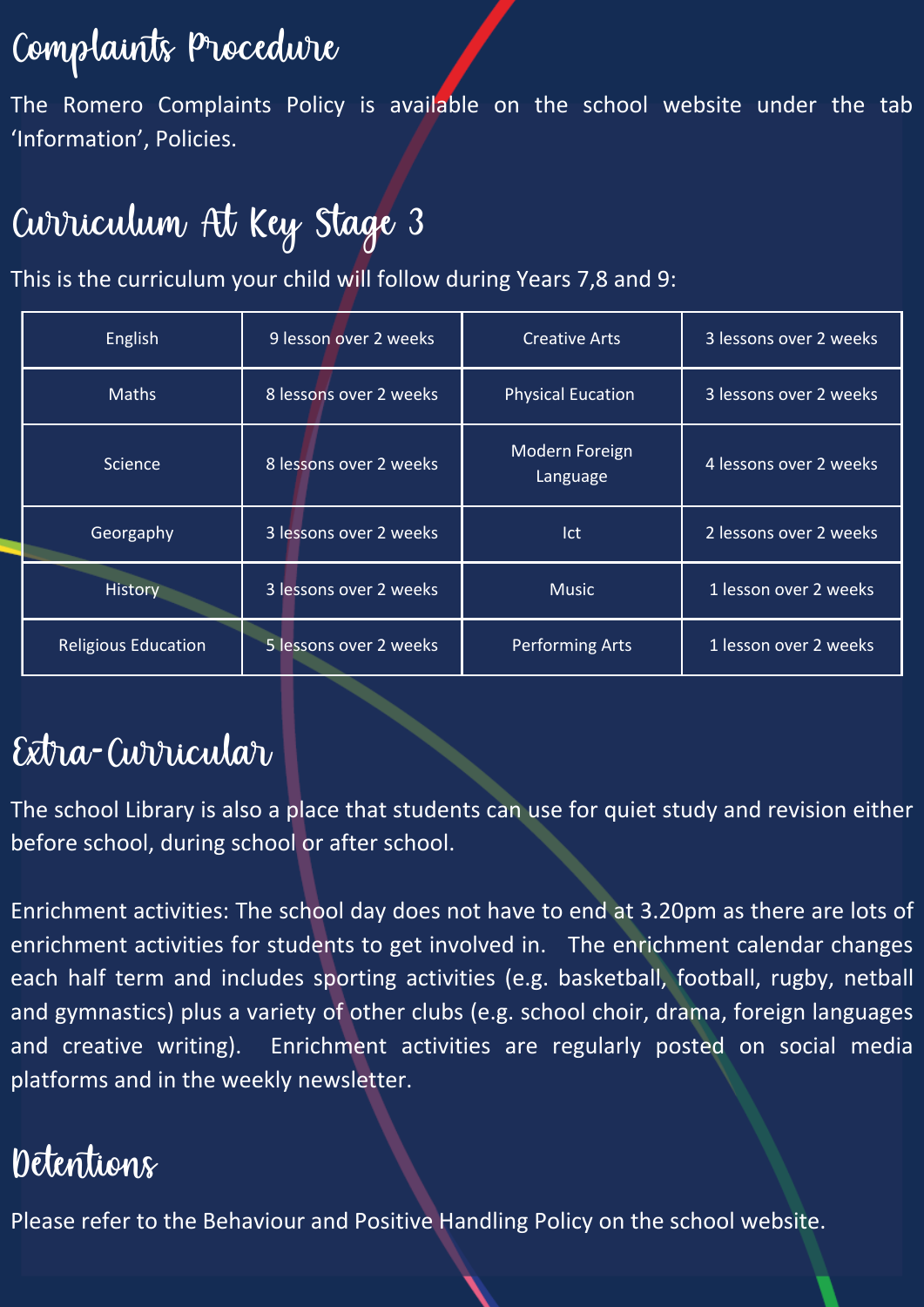## Complaints Procedure

The Romero Complaints Policy is available on the school website under the tab 'Information', Policies.

## Curriculum At Key Stage 3

This is the curriculum your child will follow during Years 7,8 and 9:

| | | | |
|---|---|---|---|
| English | 9 lesson over 2 weeks | Creative Arts | 3 lessons over 2 weeks |
| Maths | 8 lessons over 2 weeks | Physical Eucation | 3 lessons over 2 weeks |
| Science | 8 lessons over 2 weeks | Modern Foreign Language | 4 lessons over 2 weeks |
| Georgaphy | 3 lessons over 2 weeks | Ict | 2 lessons over 2 weeks |
| History | 3 lessons over 2 weeks | Music | 1 lesson over 2 weeks |
| Religious Education | 5 lessons over 2 weeks | Performing Arts | 1 lesson over 2 weeks |

## Extra-Curricular

The school Library is also a place that students can use for quiet study and revision either before school, during school or after school.

Enrichment activities: The school day does not have to end at 3.20pm as there are lots of enrichment activities for students to get involved in. The enrichment calendar changes each half term and includes sporting activities (e.g. basketball, football, rugby, netball and gymnastics) plus a variety of other clubs (e.g. school choir, drama, foreign languages and creative writing). Enrichment activities are regularly posted on social media platforms and in the weekly newsletter.

## Detentions

Please refer to the Behaviour and Positive Handling Policy on the school website.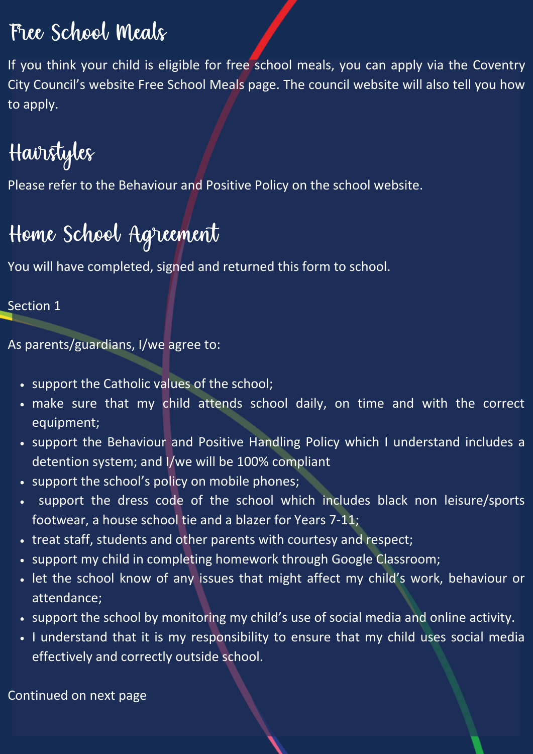## Free School Meals

If you think your child is eligible for free school meals, you can apply via the Coventry City Council's website Free School Meals page. The council website will also tell you how to apply.

## Hairstyles

Please refer to the Behaviour and Positive Policy on the school website.

## Home School Agreement

You will have completed, signed and returned this form to school.

Section 1

As parents/guardians, I/we agree to:

- support the Catholic values of the school;
- make sure that my child attends school daily, on time and with the correct equipment;
- support the Behaviour and Positive Handling Policy which I understand includes a detention system; and I/we will be 100% compliant
- support the school's policy on mobile phones;
- support the dress code of the school which includes black non leisure/sports footwear, a house school tie and a blazer for Years 7-11;
- treat staff, students and other parents with courtesy and respect;
- support my child in completing homework through Google Classroom;
- let the school know of any issues that might affect my child's work, behaviour or attendance;
- support the school by monitoring my child's use of social media and online activity.
- I understand that it is my responsibility to ensure that my child uses social media effectively and correctly outside school.

Continued on next page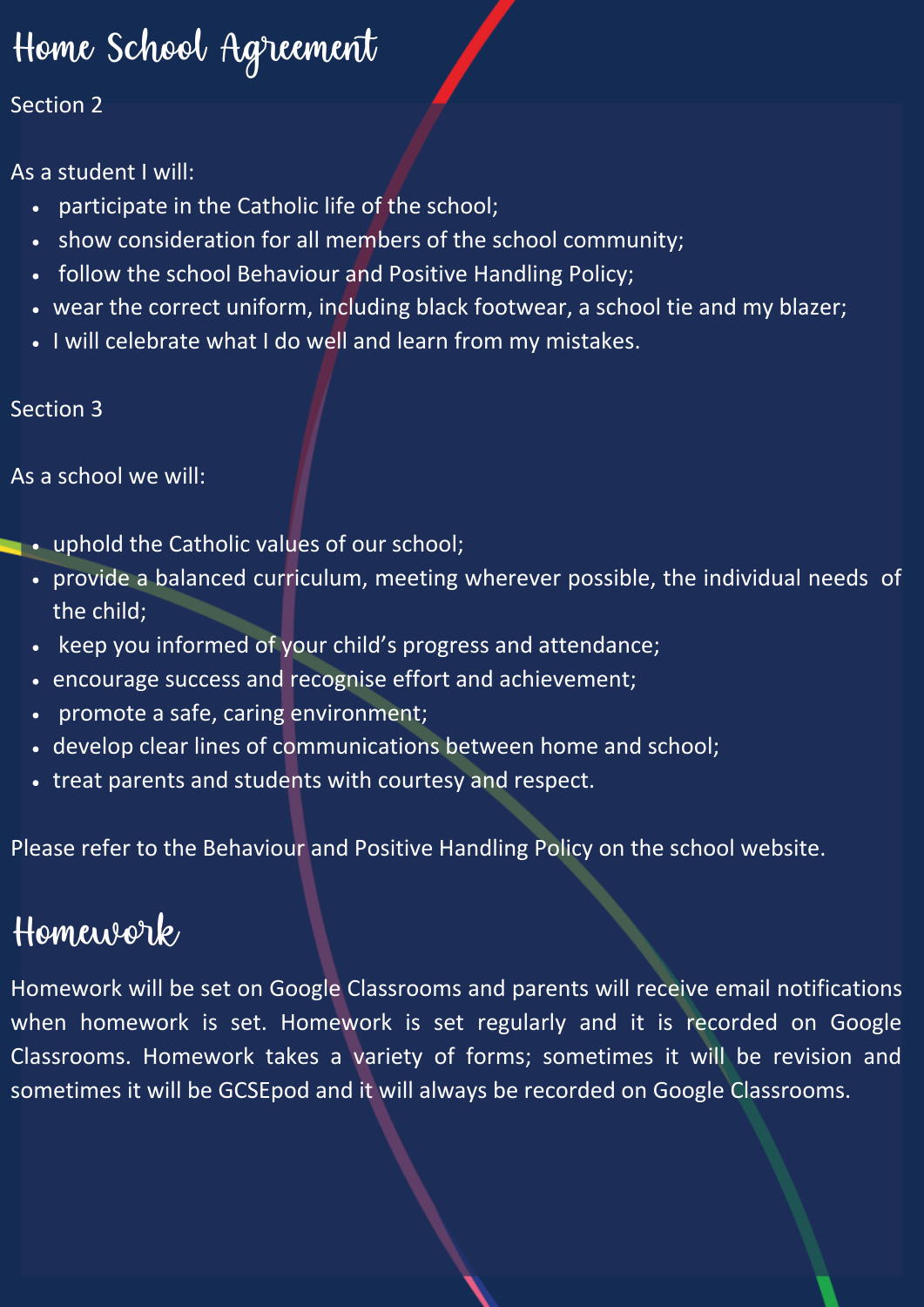# Home School Agreement

Section 2

As a student I will:

- participate in the Catholic life of the school;
- show consideration for all members of the school community;
- follow the school Behaviour and Positive Handling Policy;
- wear the correct uniform, including black footwear, a school tie and my blazer;
- I will celebrate what I do well and learn from my mistakes.

Section 3

As a school we will:

- uphold the Catholic values of our school;
- provide a balanced curriculum, meeting wherever possible, the individual needs of the child;
- keep you informed of your child's progress and attendance;
- encourage success and recognise effort and achievement;
- promote a safe, caring environment;
- develop clear lines of communications between home and school;
- treat parents and students with courtesy and respect.

Please refer to the Behaviour and Positive Handling Policy on the school website.

# Homework

Homework will be set on Google Classrooms and parents will receive email notifications when homework is set. Homework is set regularly and it is recorded on Google Classrooms. Homework takes a variety of forms; sometimes it will be revision and sometimes it will be GCSEpod and it will always be recorded on Google Classrooms.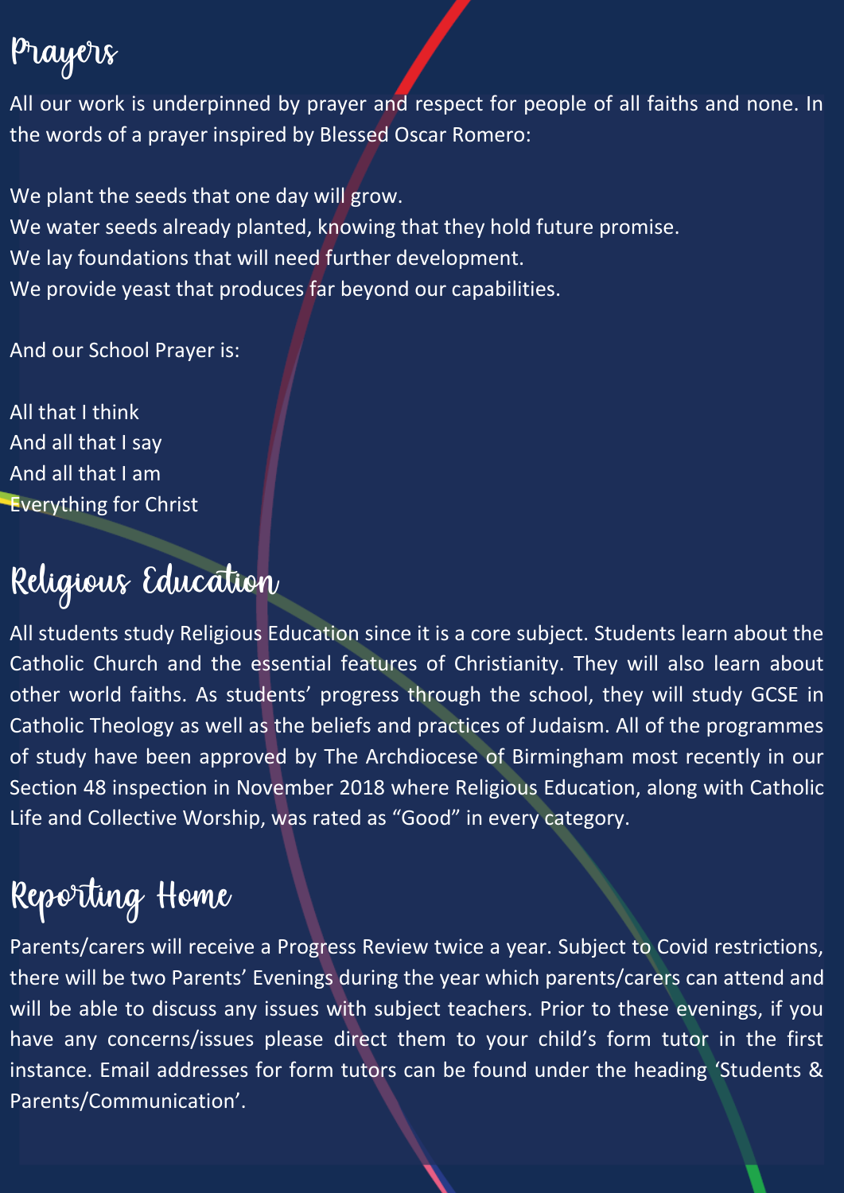# Prayers

All our work is underpinned by prayer and respect for people of all faiths and none. In the words of a prayer inspired by Blessed Oscar Romero:

We plant the seeds that one day will grow.
We water seeds already planted, knowing that they hold future promise.
We lay foundations that will need further development.
We provide yeast that produces far beyond our capabilities.

And our School Prayer is:

All that I think
And all that I say
And all that I am
Everything for Christ

# Religious Education

All students study Religious Education since it is a core subject. Students learn about the Catholic Church and the essential features of Christianity. They will also learn about other world faiths. As students' progress through the school, they will study GCSE in Catholic Theology as well as the beliefs and practices of Judaism. All of the programmes of study have been approved by The Archdiocese of Birmingham most recently in our Section 48 inspection in November 2018 where Religious Education, along with Catholic Life and Collective Worship, was rated as "Good" in every category.

# Reporting Home

Parents/carers will receive a Progress Review twice a year. Subject to Covid restrictions, there will be two Parents' Evenings during the year which parents/carers can attend and will be able to discuss any issues with subject teachers. Prior to these evenings, if you have any concerns/issues please direct them to your child's form tutor in the first instance. Email addresses for form tutors can be found under the heading 'Students & Parents/Communication'.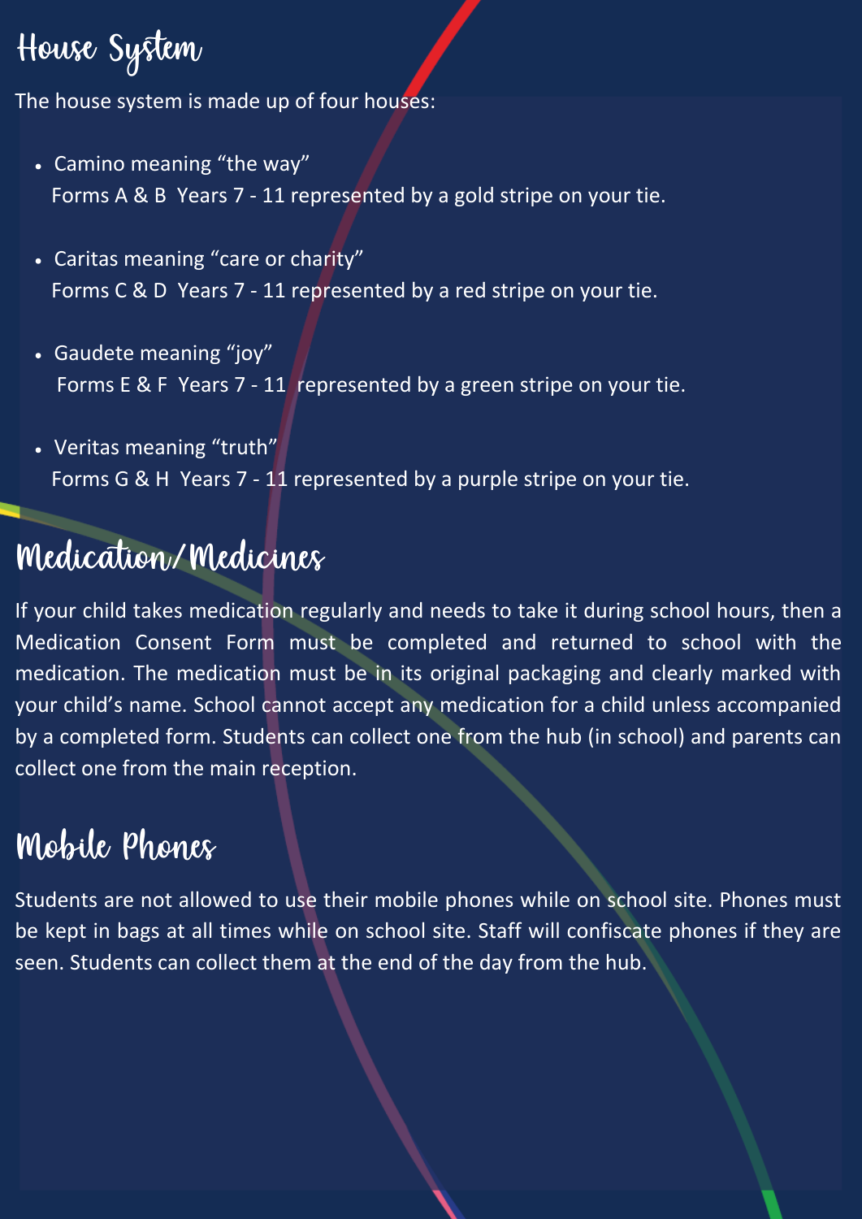# House System

The house system is made up of four houses:

- Camino meaning "the way"
  Forms A & B  Years 7 - 11 represented by a gold stripe on your tie.
- Caritas meaning "care or charity"
  Forms C & D  Years 7 - 11 represented by a red stripe on your tie.
- Gaudete meaning "joy"
  Forms E & F  Years 7 - 11  represented by a green stripe on your tie.
- Veritas meaning "truth"
  Forms G & H  Years 7 - 11 represented by a purple stripe on your tie.

# Medication/Medicines

If your child takes medication regularly and needs to take it during school hours, then a Medication Consent Form must be completed and returned to school with the medication. The medication must be in its original packaging and clearly marked with your child's name. School cannot accept any medication for a child unless accompanied by a completed form. Students can collect one from the hub (in school) and parents can collect one from the main reception.

# Mobile Phones

Students are not allowed to use their mobile phones while on school site. Phones must be kept in bags at all times while on school site. Staff will confiscate phones if they are seen. Students can collect them at the end of the day from the hub.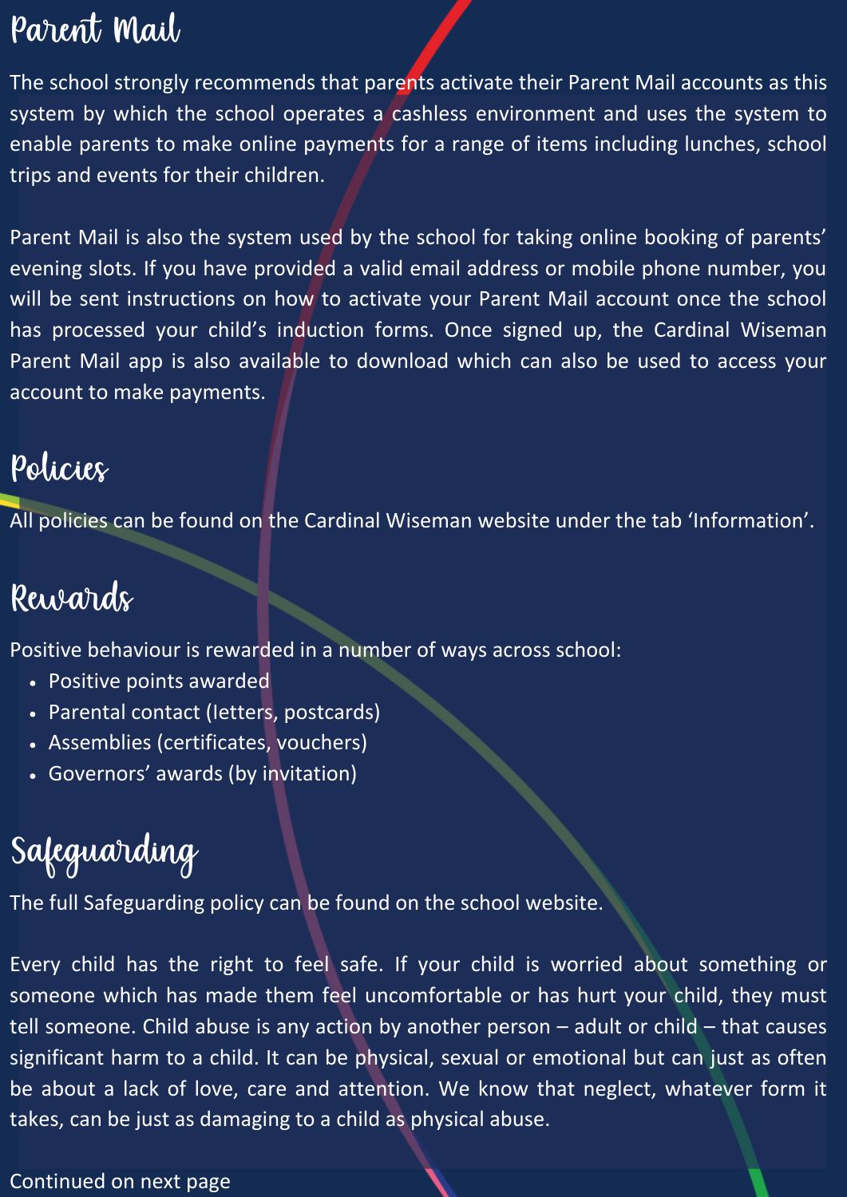# Parent Mail

The school strongly recommends that parents activate their Parent Mail accounts as this system by which the school operates a cashless environment and uses the system to enable parents to make online payments for a range of items including lunches, school trips and events for their children.

Parent Mail is also the system used by the school for taking online booking of parents' evening slots. If you have provided a valid email address or mobile phone number, you will be sent instructions on how to activate your Parent Mail account once the school has processed your child's induction forms. Once signed up, the Cardinal Wiseman Parent Mail app is also available to download which can also be used to access your account to make payments.

# Policies

All policies can be found on the Cardinal Wiseman website under the tab 'Information'.

# Rewards

Positive behaviour is rewarded in a number of ways across school:

- Positive points awarded
- Parental contact (letters, postcards)
- Assemblies (certificates, vouchers)
- Governors' awards (by invitation)

# Safeguarding

The full Safeguarding policy can be found on the school website.

Every child has the right to feel safe. If your child is worried about something or someone which has made them feel uncomfortable or has hurt your child, they must tell someone. Child abuse is any action by another person – adult or child – that causes significant harm to a child. It can be physical, sexual or emotional but can just as often be about a lack of love, care and attention. We know that neglect, whatever form it takes, can be just as damaging to a child as physical abuse.

Continued on next page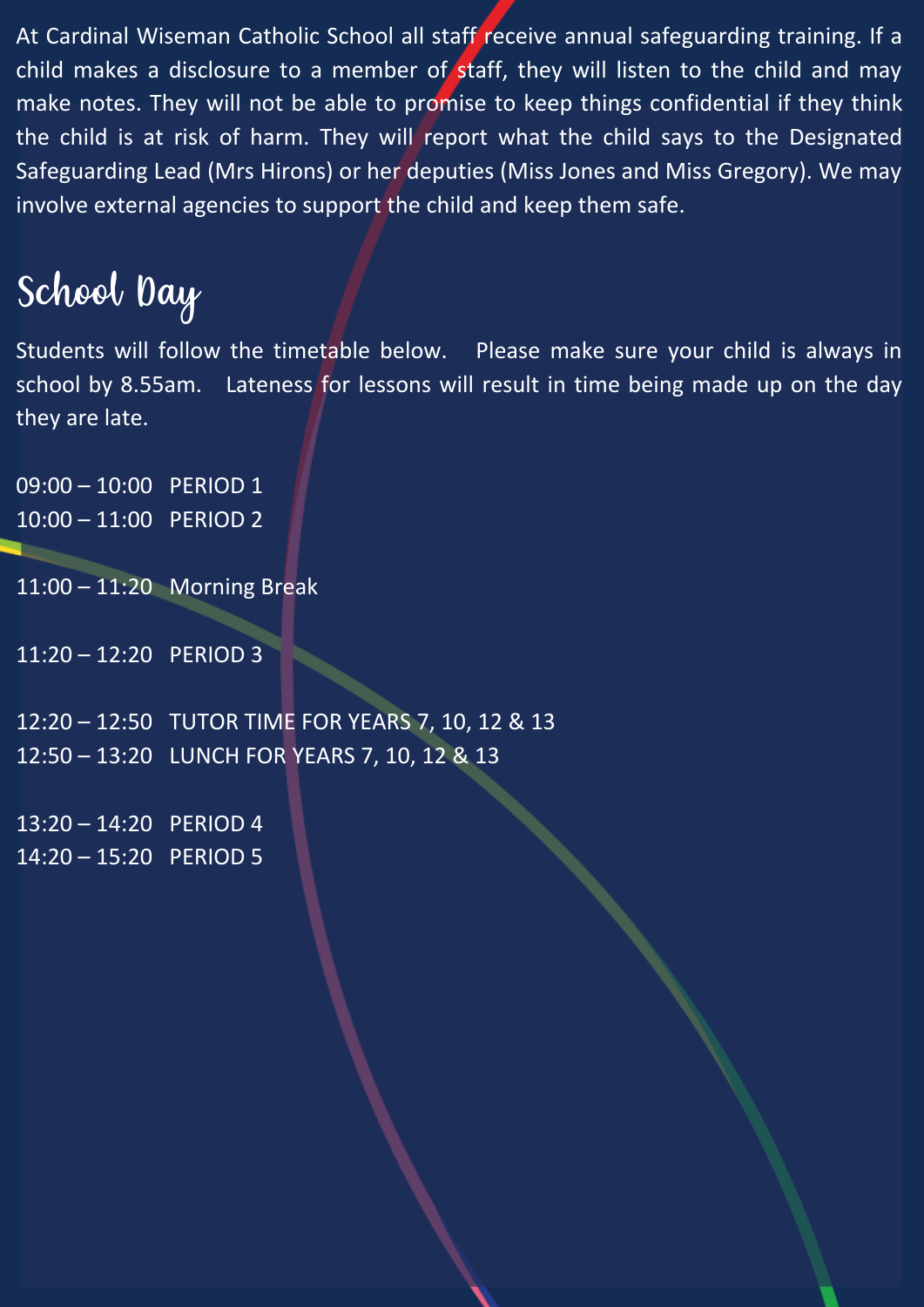At Cardinal Wiseman Catholic School all staff receive annual safeguarding training. If a child makes a disclosure to a member of staff, they will listen to the child and may make notes. They will not be able to promise to keep things confidential if they think the child is at risk of harm. They will report what the child says to the Designated Safeguarding Lead (Mrs Hirons) or her deputies (Miss Jones and Miss Gregory). We may involve external agencies to support the child and keep them safe.

## School Day

Students will follow the timetable below. Please make sure your child is always in school by 8.55am. Lateness for lessons will result in time being made up on the day they are late.

09:00 – 10:00 PERIOD 1
10:00 – 11:00 PERIOD 2

11:00 – 11:20 Morning Break

11:20 – 12:20 PERIOD 3

12:20 – 12:50 TUTOR TIME FOR YEARS 7, 10, 12 & 13
12:50 – 13:20 LUNCH FOR YEARS 7, 10, 12 & 13

13:20 – 14:20 PERIOD 4
14:20 – 15:20 PERIOD 5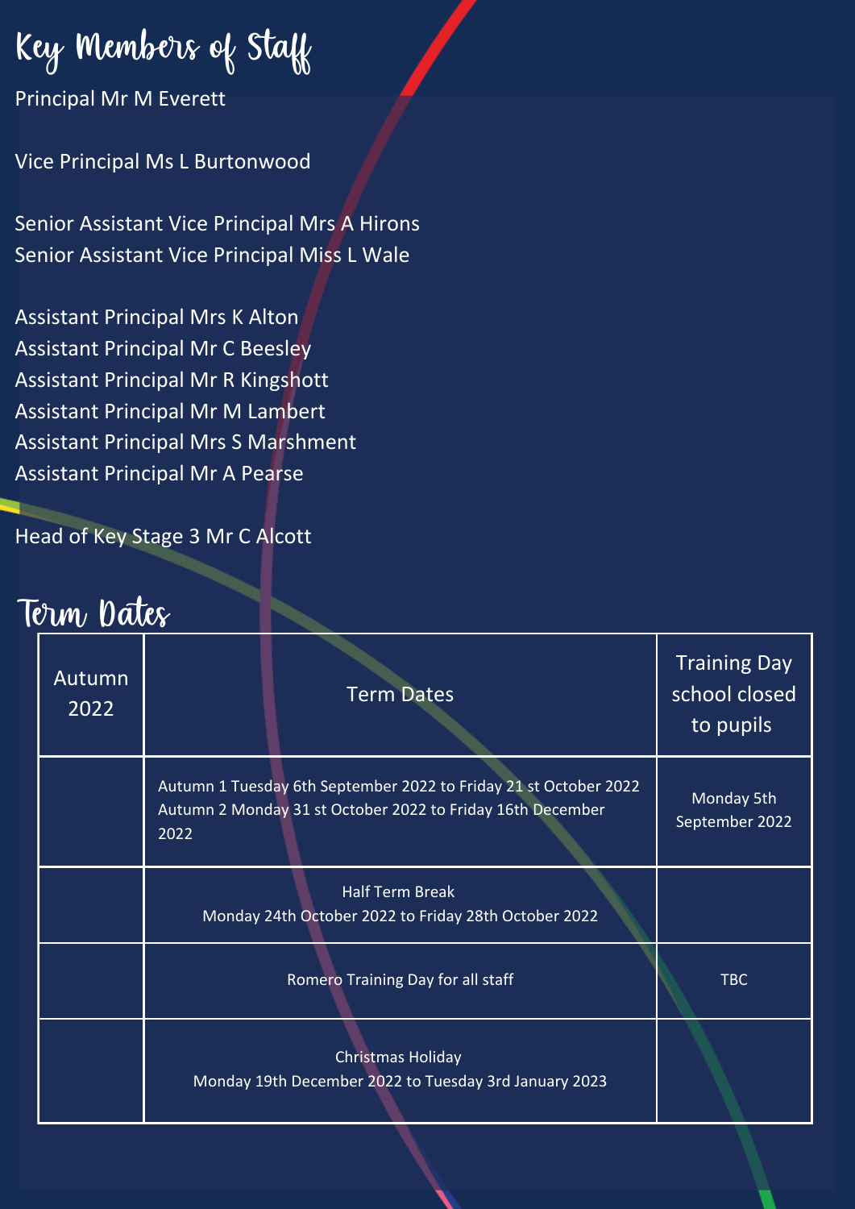## Key Members of Staff

Principal Mr M Everett

Vice Principal Ms L Burtonwood

Senior Assistant Vice Principal Mrs A Hirons
Senior Assistant Vice Principal Miss L Wale

Assistant Principal Mrs K Alton
Assistant Principal Mr C Beesley
Assistant Principal Mr R Kingshott
Assistant Principal Mr M Lambert
Assistant Principal Mrs S Marshment
Assistant Principal Mr A Pearse

Head of Key Stage 3 Mr C Alcott

## Term Dates

| Autumn 2022 | Term Dates | Training Day school closed to pupils |
|---|---|---|
| | Autumn 1 Tuesday 6th September 2022 to Friday 21 st October 2022<br>Autumn 2 Monday 31 st October 2022 to Friday 16th December 2022 | Monday 5th September 2022 |
| | Half Term Break<br>Monday 24th October 2022 to Friday 28th October 2022 | |
| | Romero Training Day for all staff | TBC |
| | Christmas Holiday<br>Monday 19th December 2022 to Tuesday 3rd January 2023 | |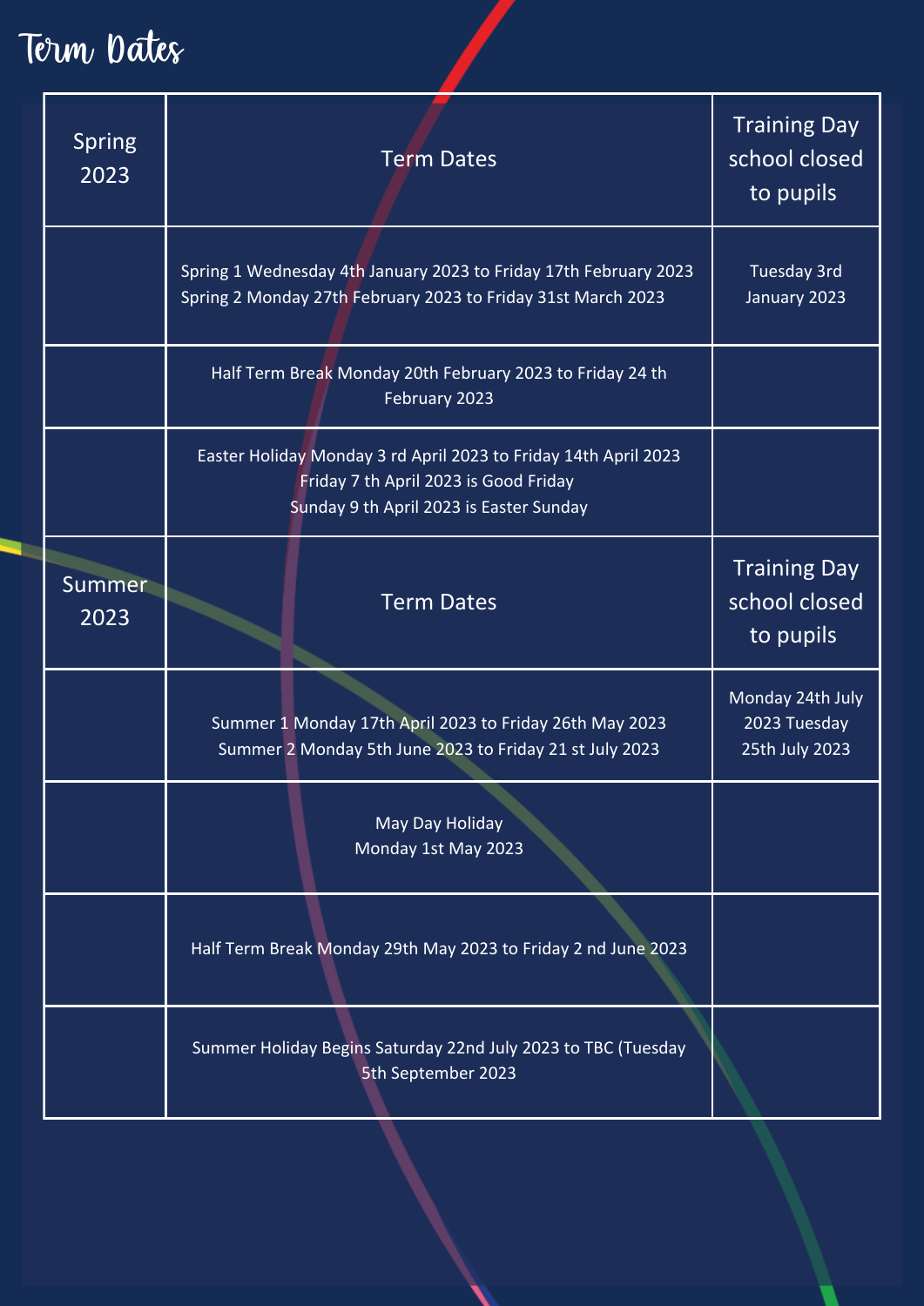# Term Dates

| Spring 2023 | Term Dates | Training Day school closed to pupils |
|---|---|---|
| | Spring 1 Wednesday 4th January 2023 to Friday 17th February 2023<br>Spring 2 Monday 27th February 2023 to Friday 31st March 2023 | Tuesday 3rd January 2023 |
| | Half Term Break Monday 20th February 2023 to Friday 24 th February 2023 | |
| | Easter Holiday Monday 3 rd April 2023 to Friday 14th April 2023<br>Friday 7 th April 2023 is Good Friday<br>Sunday 9 th April 2023 is Easter Sunday | |
| **Summer 2023** | **Term Dates** | **Training Day school closed to pupils** |
| | Summer 1 Monday 17th April 2023 to Friday 26th May 2023<br>Summer 2 Monday 5th June 2023 to Friday 21 st July 2023 | Monday 24th July 2023 Tuesday 25th July 2023 |
| | May Day Holiday<br>Monday 1st May 2023 | |
| | Half Term Break Monday 29th May 2023 to Friday 2 nd June 2023 | |
| | Summer Holiday Begins Saturday 22nd July 2023 to TBC (Tuesday 5th September 2023 | |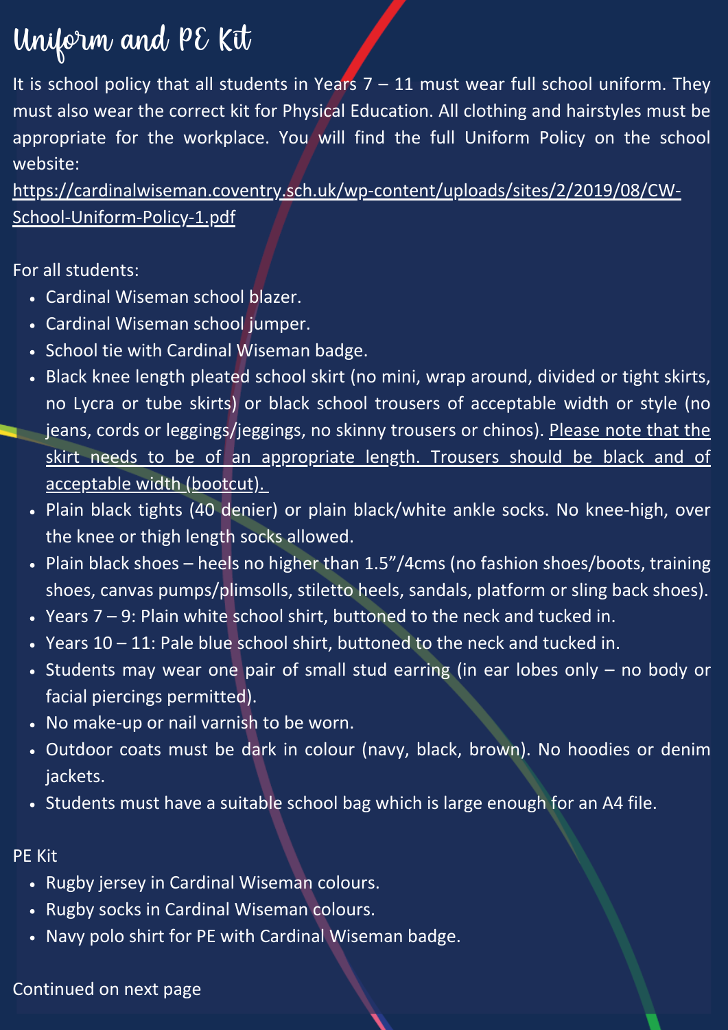# Uniform and PE Kit

It is school policy that all students in Years 7 – 11 must wear full school uniform. They must also wear the correct kit for Physical Education. All clothing and hairstyles must be appropriate for the workplace. You will find the full Uniform Policy on the school website:

https://cardinalwiseman.coventry.sch.uk/wp-content/uploads/sites/2/2019/08/CW-School-Uniform-Policy-1.pdf

For all students:

- Cardinal Wiseman school blazer.
- Cardinal Wiseman school jumper.
- School tie with Cardinal Wiseman badge.
- Black knee length pleated school skirt (no mini, wrap around, divided or tight skirts, no Lycra or tube skirts) or black school trousers of acceptable width or style (no jeans, cords or leggings/jeggings, no skinny trousers or chinos). Please note that the skirt needs to be of an appropriate length. Trousers should be black and of acceptable width (bootcut).
- Plain black tights (40 denier) or plain black/white ankle socks. No knee-high, over the knee or thigh length socks allowed.
- Plain black shoes – heels no higher than 1.5"/4cms (no fashion shoes/boots, training shoes, canvas pumps/plimsolls, stiletto heels, sandals, platform or sling back shoes).
- Years 7 – 9: Plain white school shirt, buttoned to the neck and tucked in.
- Years 10 – 11: Pale blue school shirt, buttoned to the neck and tucked in.
- Students may wear one pair of small stud earring (in ear lobes only – no body or facial piercings permitted).
- No make-up or nail varnish to be worn.
- Outdoor coats must be dark in colour (navy, black, brown). No hoodies or denim jackets.
- Students must have a suitable school bag which is large enough for an A4 file.

PE Kit

- Rugby jersey in Cardinal Wiseman colours.
- Rugby socks in Cardinal Wiseman colours.
- Navy polo shirt for PE with Cardinal Wiseman badge.

Continued on next page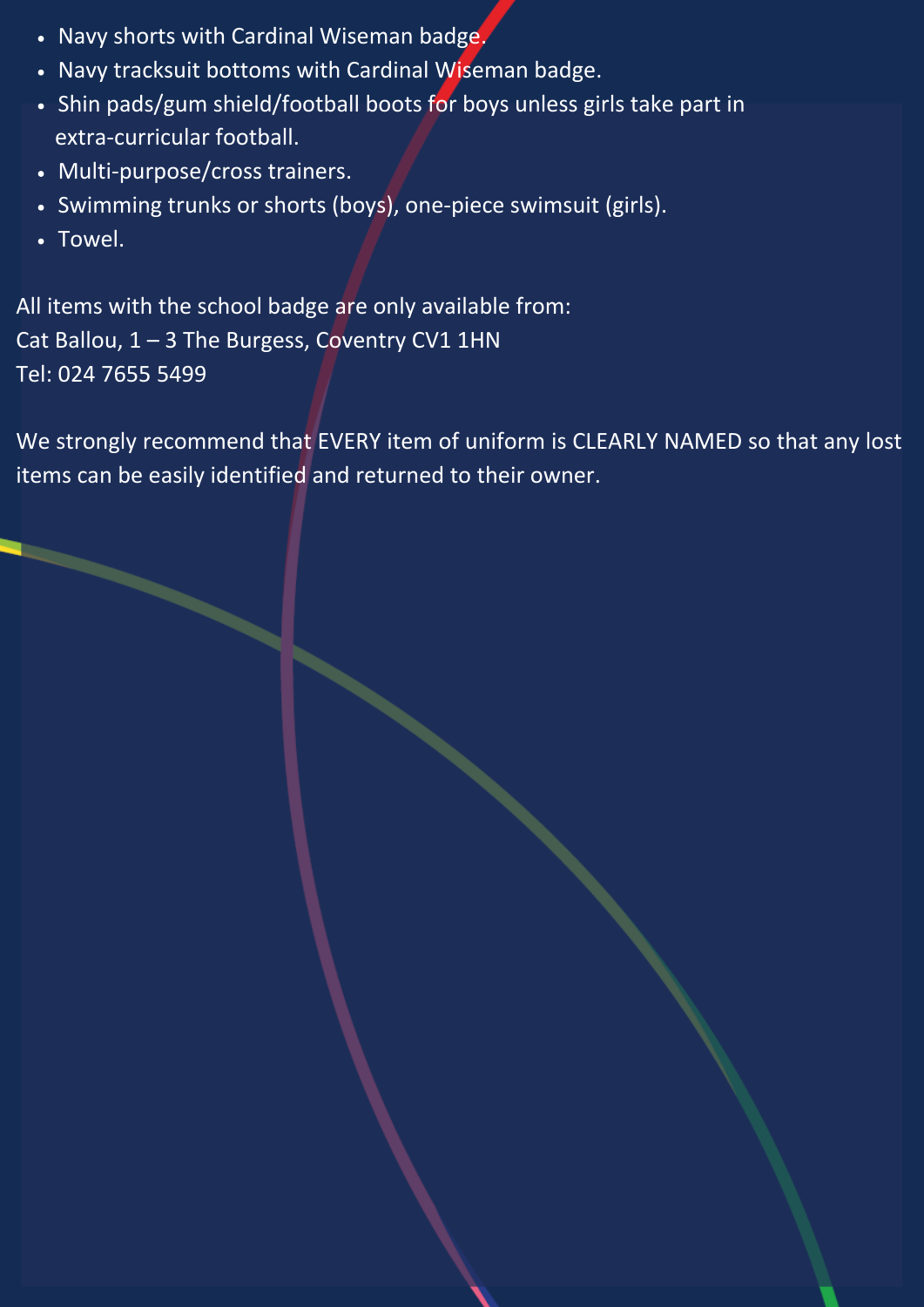- Navy shorts with Cardinal Wiseman badge.
- Navy tracksuit bottoms with Cardinal Wiseman badge.
- Shin pads/gum shield/football boots for boys unless girls take part in extra-curricular football.
- Multi-purpose/cross trainers.
- Swimming trunks or shorts (boys), one-piece swimsuit (girls).
- Towel.

All items with the school badge are only available from:
Cat Ballou, 1 – 3 The Burgess, Coventry CV1 1HN
Tel: 024 7655 5499

We strongly recommend that EVERY item of uniform is CLEARLY NAMED so that any lost items can be easily identified and returned to their owner.